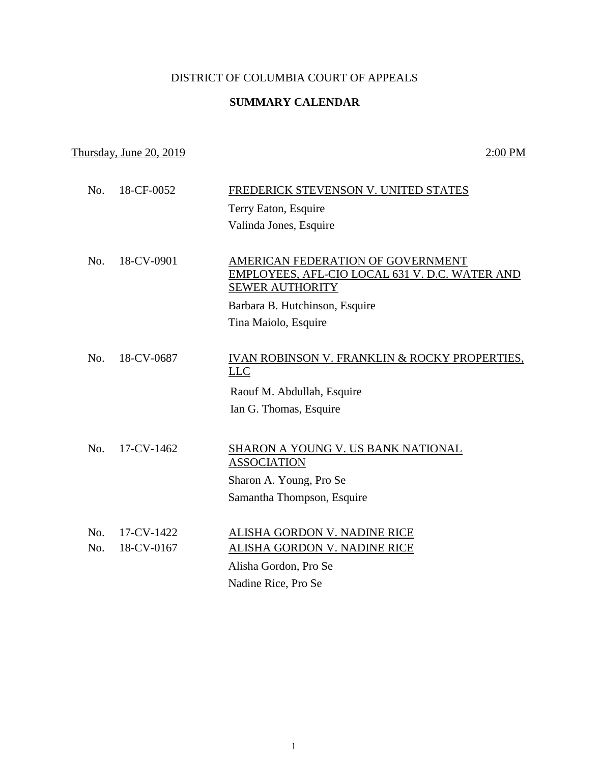# DISTRICT OF COLUMBIA COURT OF APPEALS

## SUMMARY CALENDAR

Thursday, June 20, 2019 — 2:00 PM

No. 18-CF-0052 — FREDERICK STEVENSON V. UNITED STATES
Terry Eaton, Esquire
Valinda Jones, Esquire

No. 18-CV-0901 — AMERICAN FEDERATION OF GOVERNMENT EMPLOYEES, AFL-CIO LOCAL 631 V. D.C. WATER AND SEWER AUTHORITY
Barbara B. Hutchinson, Esquire
Tina Maiolo, Esquire

No. 18-CV-0687 — IVAN ROBINSON V. FRANKLIN & ROCKY PROPERTIES, LLC
Raouf M. Abdullah, Esquire
Ian G. Thomas, Esquire

No. 17-CV-1462 — SHARON A YOUNG V. US BANK NATIONAL ASSOCIATION
Sharon A. Young, Pro Se
Samantha Thompson, Esquire

No. 17-CV-1422 — ALISHA GORDON V. NADINE RICE
No. 18-CV-0167 — ALISHA GORDON V. NADINE RICE
Alisha Gordon, Pro Se
Nadine Rice, Pro Se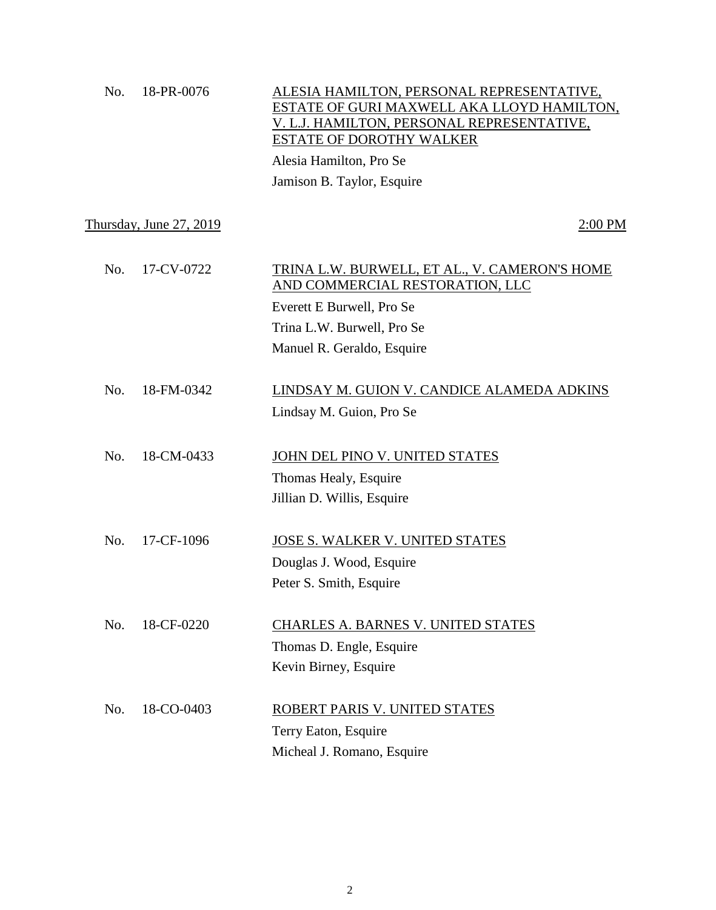No. 18-PR-0076 <u>ALESIA HAMILTON, PERSONAL REPRESENTATIVE, ESTATE OF GURI MAXWELL AKA LLOYD HAMILTON, V. L.J. HAMILTON, PERSONAL REPRESENTATIVE, ESTATE OF DOROTHY WALKER</u>

Alesia Hamilton, Pro Se

Jamison B. Taylor, Esquire

<u>Thursday, June 27, 2019</u> <u>2:00 PM</u>

No. 17-CV-0722 <u>TRINA L.W. BURWELL, ET AL., V. CAMERON'S HOME AND COMMERCIAL RESTORATION, LLC</u>

Everett E Burwell, Pro Se

Trina L.W. Burwell, Pro Se

Manuel R. Geraldo, Esquire

No. 18-FM-0342 <u>LINDSAY M. GUION V. CANDICE ALAMEDA ADKINS</u>

Lindsay M. Guion, Pro Se

No. 18-CM-0433 <u>JOHN DEL PINO V. UNITED STATES</u>

Thomas Healy, Esquire

Jillian D. Willis, Esquire

No. 17-CF-1096 <u>JOSE S. WALKER V. UNITED STATES</u>

Douglas J. Wood, Esquire

Peter S. Smith, Esquire

No. 18-CF-0220 <u>CHARLES A. BARNES V. UNITED STATES</u>

Thomas D. Engle, Esquire

Kevin Birney, Esquire

No. 18-CO-0403 <u>ROBERT PARIS V. UNITED STATES</u>

Terry Eaton, Esquire

Micheal J. Romano, Esquire